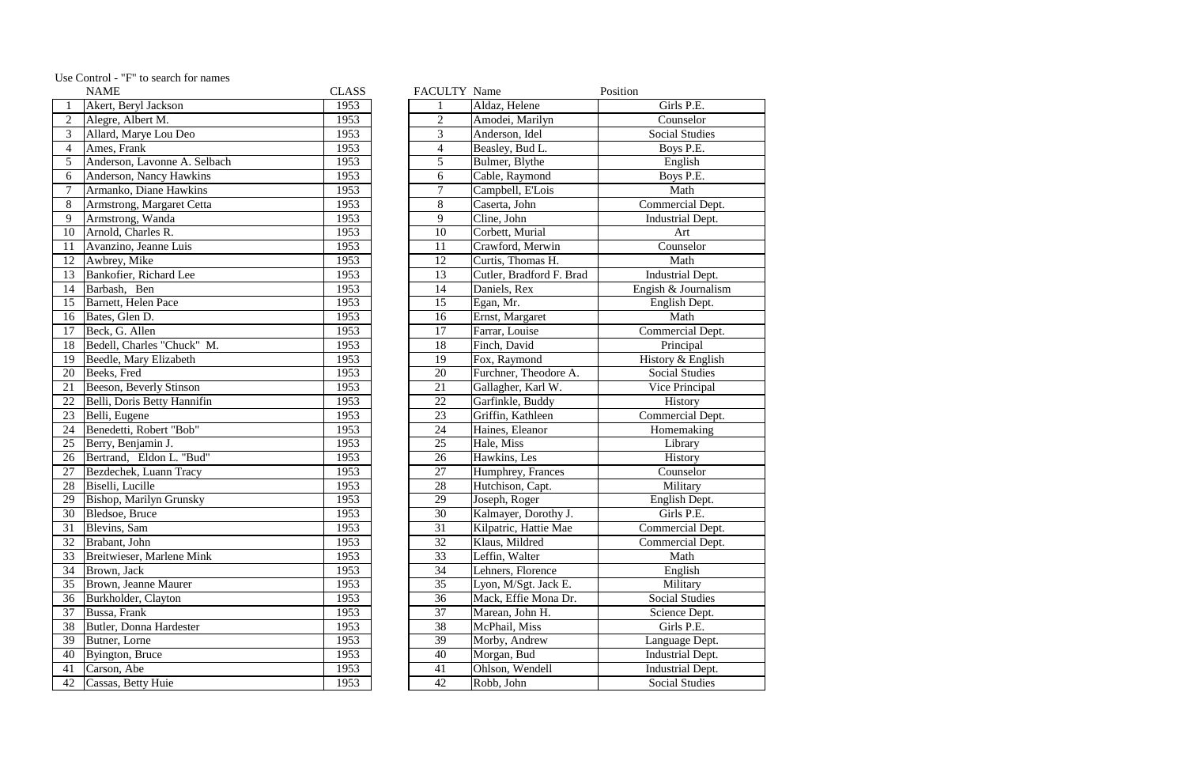Use Control - "F" to search for names

| | NAME | CLASS |
|---|---|---|
| 1 | Akert, Beryl Jackson | 1953 |
| 2 | Alegre, Albert M. | 1953 |
| 3 | Allard, Marye Lou Deo | 1953 |
| 4 | Ames, Frank | 1953 |
| 5 | Anderson, Lavonne A. Selbach | 1953 |
| 6 | Anderson, Nancy Hawkins | 1953 |
| 7 | Armanko, Diane Hawkins | 1953 |
| 8 | Armstrong, Margaret Cetta | 1953 |
| 9 | Armstrong, Wanda | 1953 |
| 10 | Arnold, Charles R. | 1953 |
| 11 | Avanzino, Jeanne Luis | 1953 |
| 12 | Awbrey, Mike | 1953 |
| 13 | Bankofier, Richard Lee | 1953 |
| 14 | Barbash, Ben | 1953 |
| 15 | Barnett, Helen Pace | 1953 |
| 16 | Bates, Glen D. | 1953 |
| 17 | Beck, G. Allen | 1953 |
| 18 | Bedell, Charles "Chuck" M. | 1953 |
| 19 | Beedle, Mary Elizabeth | 1953 |
| 20 | Beeks, Fred | 1953 |
| 21 | Beeson, Beverly Stinson | 1953 |
| 22 | Belli, Doris Betty Hannifin | 1953 |
| 23 | Belli, Eugene | 1953 |
| 24 | Benedetti, Robert "Bob" | 1953 |
| 25 | Berry, Benjamin J. | 1953 |
| 26 | Bertrand, Eldon L. "Bud" | 1953 |
| 27 | Bezdechek, Luann Tracy | 1953 |
| 28 | Biselli, Lucille | 1953 |
| 29 | Bishop, Marilyn Grunsky | 1953 |
| 30 | Bledsoe, Bruce | 1953 |
| 31 | Blevins, Sam | 1953 |
| 32 | Brabant, John | 1953 |
| 33 | Breitwieser, Marlene Mink | 1953 |
| 34 | Brown, Jack | 1953 |
| 35 | Brown, Jeanne Maurer | 1953 |
| 36 | Burkholder, Clayton | 1953 |
| 37 | Bussa, Frank | 1953 |
| 38 | Butler, Donna Hardester | 1953 |
| 39 | Butner, Lorne | 1953 |
| 40 | Byington, Bruce | 1953 |
| 41 | Carson, Abe | 1953 |
| 42 | Cassas, Betty Huie | 1953 |

| FACULTY | Name | Position |
|---|---|---|
| 1 | Aldaz, Helene | Girls P.E. |
| 2 | Amodei, Marilyn | Counselor |
| 3 | Anderson, Idel | Social Studies |
| 4 | Beasley, Bud L. | Boys P.E. |
| 5 | Bulmer, Blythe | English |
| 6 | Cable, Raymond | Boys P.E. |
| 7 | Campbell, E'Lois | Math |
| 8 | Caserta, John | Commercial Dept. |
| 9 | Cline, John | Industrial Dept. |
| 10 | Corbett, Murial | Art |
| 11 | Crawford, Merwin | Counselor |
| 12 | Curtis, Thomas H. | Math |
| 13 | Cutler, Bradford F. Brad | Industrial Dept. |
| 14 | Daniels, Rex | Engish & Journalism |
| 15 | Egan, Mr. | English Dept. |
| 16 | Ernst, Margaret | Math |
| 17 | Farrar, Louise | Commercial Dept. |
| 18 | Finch, David | Principal |
| 19 | Fox, Raymond | History & English |
| 20 | Furchner, Theodore A. | Social Studies |
| 21 | Gallagher, Karl W. | Vice Principal |
| 22 | Garfinkle, Buddy | History |
| 23 | Griffin, Kathleen | Commercial Dept. |
| 24 | Haines, Eleanor | Homemaking |
| 25 | Hale, Miss | Library |
| 26 | Hawkins, Les | History |
| 27 | Humphrey, Frances | Counselor |
| 28 | Hutchison, Capt. | Military |
| 29 | Joseph, Roger | English Dept. |
| 30 | Kalmayer, Dorothy J. | Girls P.E. |
| 31 | Kilpatric, Hattie Mae | Commercial Dept. |
| 32 | Klaus, Mildred | Commercial Dept. |
| 33 | Leffin, Walter | Math |
| 34 | Lehners, Florence | English |
| 35 | Lyon, M/Sgt. Jack E. | Military |
| 36 | Mack, Effie Mona Dr. | Social Studies |
| 37 | Marean, John H. | Science Dept. |
| 38 | McPhail, Miss | Girls P.E. |
| 39 | Morby, Andrew | Language Dept. |
| 40 | Morgan, Bud | Industrial Dept. |
| 41 | Ohlson, Wendell | Industrial Dept. |
| 42 | Robb, John | Social Studies |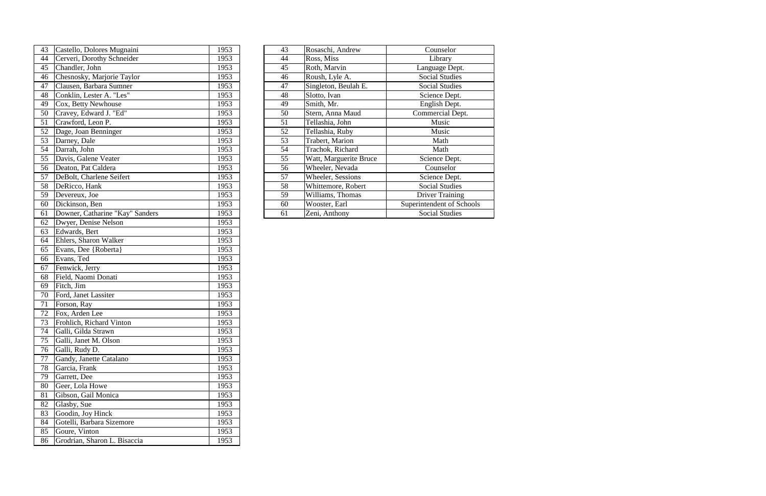| | | |
|---|---|---|
| 43 | Castello, Dolores Mugnaini | 1953 |
| 44 | Cerveri, Dorothy Schneider | 1953 |
| 45 | Chandler, John | 1953 |
| 46 | Chesnosky, Marjorie Taylor | 1953 |
| 47 | Clausen, Barbara Sumner | 1953 |
| 48 | Conklin, Lester A. "Les" | 1953 |
| 49 | Cox, Betty Newhouse | 1953 |
| 50 | Cravey, Edward J. "Ed" | 1953 |
| 51 | Crawford, Leon P. | 1953 |
| 52 | Dage, Joan Benninger | 1953 |
| 53 | Darney, Dale | 1953 |
| 54 | Darrah, John | 1953 |
| 55 | Davis, Galene Veater | 1953 |
| 56 | Deaton, Pat Caldera | 1953 |
| 57 | DeBolt, Charlene Seifert | 1953 |
| 58 | DeRicco, Hank | 1953 |
| 59 | Devereux, Joe | 1953 |
| 60 | Dickinson, Ben | 1953 |
| 61 | Downer, Catharine "Kay" Sanders | 1953 |
| 62 | Dwyer, Denise Nelson | 1953 |
| 63 | Edwards, Bert | 1953 |
| 64 | Ehlers, Sharon Walker | 1953 |
| 65 | Evans, Dee {Roberta} | 1953 |
| 66 | Evans, Ted | 1953 |
| 67 | Fenwick, Jerry | 1953 |
| 68 | Field, Naomi Donati | 1953 |
| 69 | Fitch, Jim | 1953 |
| 70 | Ford, Janet Lassiter | 1953 |
| 71 | Forson, Ray | 1953 |
| 72 | Fox, Arden Lee | 1953 |
| 73 | Frohlich, Richard Vinton | 1953 |
| 74 | Galli, Gilda Strawn | 1953 |
| 75 | Galli, Janet M. Olson | 1953 |
| 76 | Galli, Rudy D. | 1953 |
| 77 | Gandy, Janette Catalano | 1953 |
| 78 | Garcia, Frank | 1953 |
| 79 | Garrett, Dee | 1953 |
| 80 | Geer, Lola Howe | 1953 |
| 81 | Gibson, Gail Monica | 1953 |
| 82 | Glasby, Sue | 1953 |
| 83 | Goodin, Joy Hinck | 1953 |
| 84 | Gotelli, Barbara Sizemore | 1953 |
| 85 | Goure, Vinton | 1953 |
| 86 | Grodrian, Sharon L. Bisaccia | 1953 |

| | | |
|---|---|---|
| 43 | Rosaschi, Andrew | Counselor |
| 44 | Ross, Miss | Library |
| 45 | Roth, Marvin | Language Dept. |
| 46 | Roush, Lyle A. | Social Studies |
| 47 | Singleton, Beulah E. | Social Studies |
| 48 | Slotto, Ivan | Science Dept. |
| 49 | Smith, Mr. | English Dept. |
| 50 | Stern, Anna Maud | Commercial Dept. |
| 51 | Tellashia, John | Music |
| 52 | Tellashia, Ruby | Music |
| 53 | Trabert, Marion | Math |
| 54 | Trachok, Richard | Math |
| 55 | Watt, Marguerite Bruce | Science Dept. |
| 56 | Wheeler, Nevada | Counselor |
| 57 | Wheeler, Sessions | Science Dept. |
| 58 | Whittemore, Robert | Social Studies |
| 59 | Williams, Thomas | Driver Training |
| 60 | Wooster, Earl | Superintendent of Schools |
| 61 | Zeni, Anthony | Social Studies |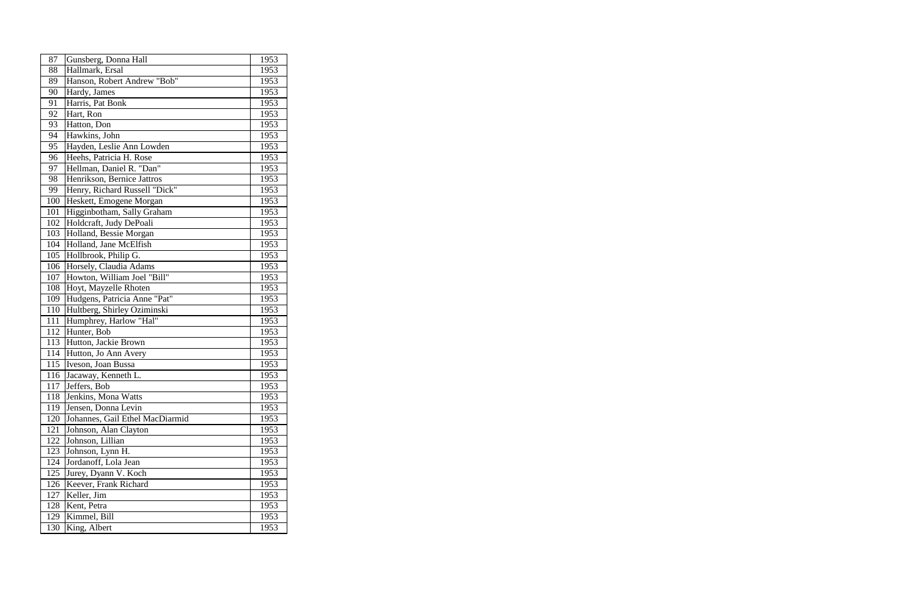| | | |
|---|---|---|
| 87 | Gunsberg, Donna Hall | 1953 |
| 88 | Hallmark, Ersal | 1953 |
| 89 | Hanson, Robert Andrew "Bob" | 1953 |
| 90 | Hardy, James | 1953 |
| 91 | Harris, Pat Bonk | 1953 |
| 92 | Hart, Ron | 1953 |
| 93 | Hatton, Don | 1953 |
| 94 | Hawkins, John | 1953 |
| 95 | Hayden, Leslie Ann Lowden | 1953 |
| 96 | Heehs, Patricia H. Rose | 1953 |
| 97 | Hellman, Daniel R. "Dan" | 1953 |
| 98 | Henrikson, Bernice Jattros | 1953 |
| 99 | Henry, Richard Russell "Dick" | 1953 |
| 100 | Heskett, Emogene Morgan | 1953 |
| 101 | Higginbotham, Sally Graham | 1953 |
| 102 | Holdcraft, Judy DePoali | 1953 |
| 103 | Holland, Bessie Morgan | 1953 |
| 104 | Holland, Jane McElfish | 1953 |
| 105 | Hollbrook, Philip G. | 1953 |
| 106 | Horsely, Claudia Adams | 1953 |
| 107 | Howton, William Joel "Bill" | 1953 |
| 108 | Hoyt, Mayzelle Rhoten | 1953 |
| 109 | Hudgens, Patricia Anne "Pat" | 1953 |
| 110 | Hultberg, Shirley Oziminski | 1953 |
| 111 | Humphrey, Harlow "Hal" | 1953 |
| 112 | Hunter, Bob | 1953 |
| 113 | Hutton, Jackie Brown | 1953 |
| 114 | Hutton, Jo Ann Avery | 1953 |
| 115 | Iveson, Joan Bussa | 1953 |
| 116 | Jacaway, Kenneth L. | 1953 |
| 117 | Jeffers, Bob | 1953 |
| 118 | Jenkins, Mona Watts | 1953 |
| 119 | Jensen, Donna Levin | 1953 |
| 120 | Johannes, Gail Ethel MacDiarmid | 1953 |
| 121 | Johnson, Alan Clayton | 1953 |
| 122 | Johnson, Lillian | 1953 |
| 123 | Johnson, Lynn H. | 1953 |
| 124 | Jordanoff, Lola Jean | 1953 |
| 125 | Jurey, Dyann V. Koch | 1953 |
| 126 | Keever, Frank Richard | 1953 |
| 127 | Keller, Jim | 1953 |
| 128 | Kent, Petra | 1953 |
| 129 | Kimmel, Bill | 1953 |
| 130 | King, Albert | 1953 |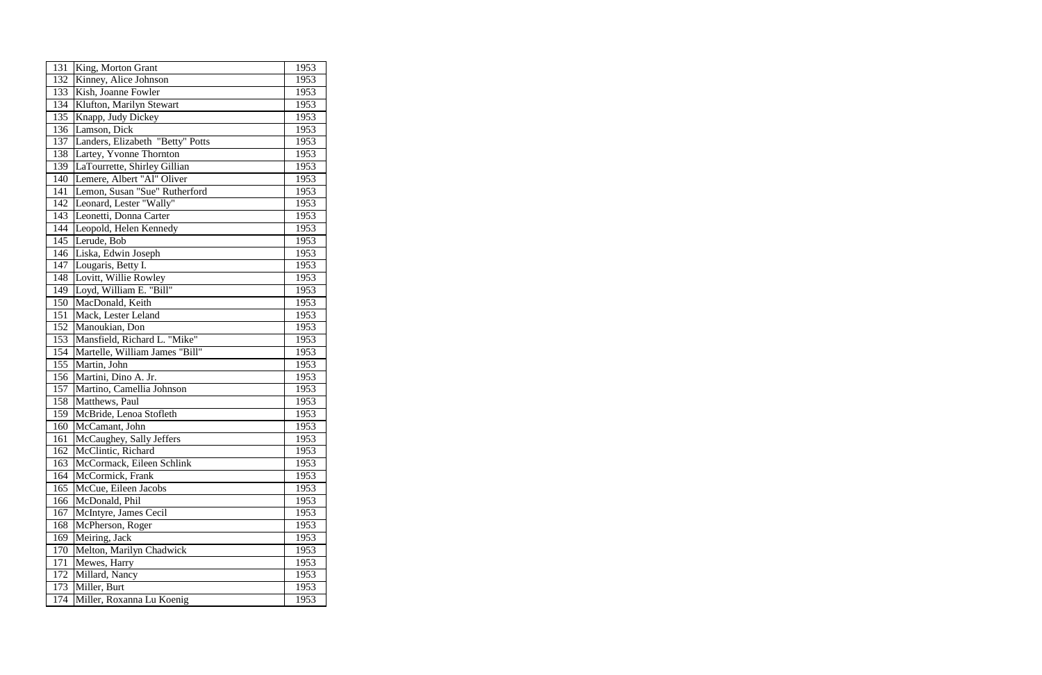| | | |
|---|---|---|
| 131 | King, Morton Grant | 1953 |
| 132 | Kinney, Alice Johnson | 1953 |
| 133 | Kish, Joanne Fowler | 1953 |
| 134 | Klufton, Marilyn Stewart | 1953 |
| 135 | Knapp, Judy Dickey | 1953 |
| 136 | Lamson, Dick | 1953 |
| 137 | Landers, Elizabeth "Betty" Potts | 1953 |
| 138 | Lartey, Yvonne Thornton | 1953 |
| 139 | LaTourrette, Shirley Gillian | 1953 |
| 140 | Lemere, Albert "Al" Oliver | 1953 |
| 141 | Lemon, Susan "Sue" Rutherford | 1953 |
| 142 | Leonard, Lester "Wally" | 1953 |
| 143 | Leonetti, Donna Carter | 1953 |
| 144 | Leopold, Helen Kennedy | 1953 |
| 145 | Lerude, Bob | 1953 |
| 146 | Liska, Edwin Joseph | 1953 |
| 147 | Lougaris, Betty I. | 1953 |
| 148 | Lovitt, Willie Rowley | 1953 |
| 149 | Loyd, William E. "Bill" | 1953 |
| 150 | MacDonald, Keith | 1953 |
| 151 | Mack, Lester Leland | 1953 |
| 152 | Manoukian, Don | 1953 |
| 153 | Mansfield, Richard L. "Mike" | 1953 |
| 154 | Martelle, William James "Bill" | 1953 |
| 155 | Martin, John | 1953 |
| 156 | Martini, Dino A. Jr. | 1953 |
| 157 | Martino, Camellia Johnson | 1953 |
| 158 | Matthews, Paul | 1953 |
| 159 | McBride, Lenoa Stofleth | 1953 |
| 160 | McCamant, John | 1953 |
| 161 | McCaughey, Sally Jeffers | 1953 |
| 162 | McClintic, Richard | 1953 |
| 163 | McCormack, Eileen Schlink | 1953 |
| 164 | McCormick, Frank | 1953 |
| 165 | McCue, Eileen Jacobs | 1953 |
| 166 | McDonald, Phil | 1953 |
| 167 | McIntyre, James Cecil | 1953 |
| 168 | McPherson, Roger | 1953 |
| 169 | Meiring, Jack | 1953 |
| 170 | Melton, Marilyn Chadwick | 1953 |
| 171 | Mewes, Harry | 1953 |
| 172 | Millard, Nancy | 1953 |
| 173 | Miller, Burt | 1953 |
| 174 | Miller, Roxanna Lu Koenig | 1953 |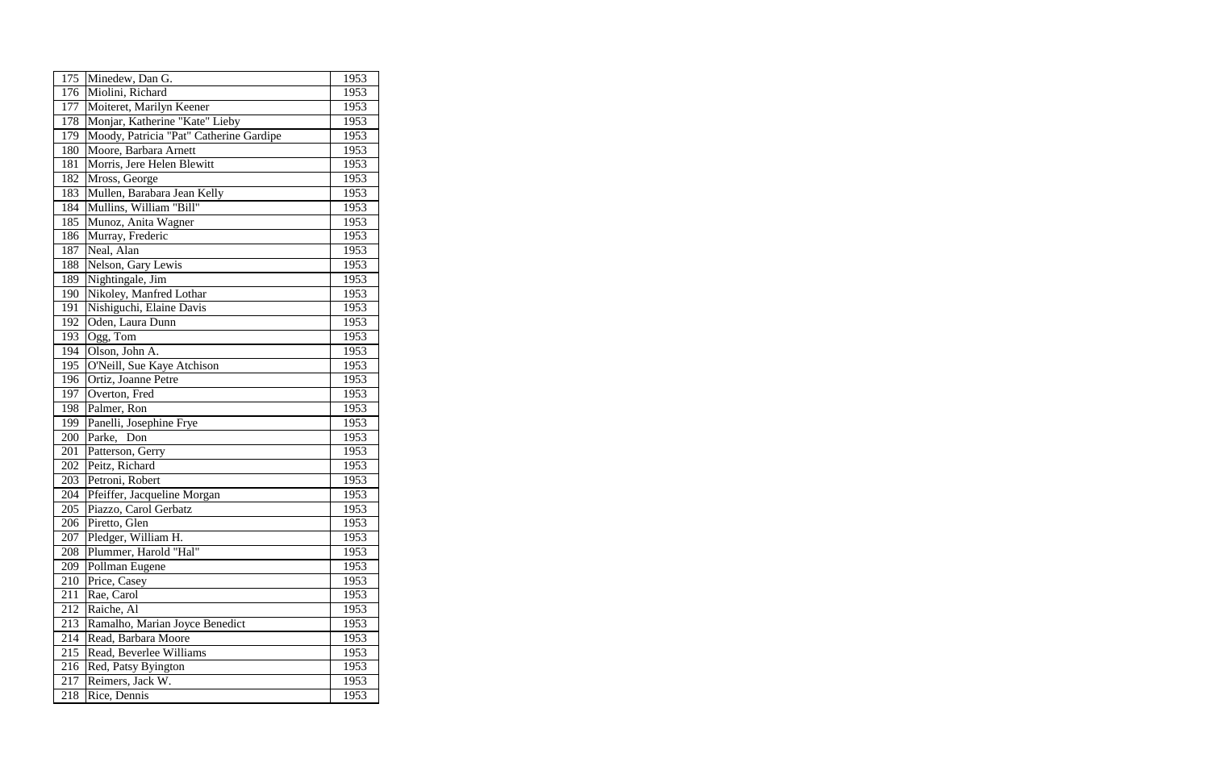| | | |
|---|---|---|
| 175 | Minedew, Dan G. | 1953 |
| 176 | Miolini, Richard | 1953 |
| 177 | Moiteret, Marilyn Keener | 1953 |
| 178 | Monjar, Katherine "Kate" Lieby | 1953 |
| 179 | Moody, Patricia "Pat" Catherine Gardipe | 1953 |
| 180 | Moore, Barbara Arnett | 1953 |
| 181 | Morris, Jere Helen Blewitt | 1953 |
| 182 | Mross, George | 1953 |
| 183 | Mullen, Barabara Jean Kelly | 1953 |
| 184 | Mullins, William "Bill" | 1953 |
| 185 | Munoz, Anita Wagner | 1953 |
| 186 | Murray, Frederic | 1953 |
| 187 | Neal, Alan | 1953 |
| 188 | Nelson, Gary Lewis | 1953 |
| 189 | Nightingale, Jim | 1953 |
| 190 | Nikoley, Manfred Lothar | 1953 |
| 191 | Nishiguchi, Elaine Davis | 1953 |
| 192 | Oden, Laura Dunn | 1953 |
| 193 | Ogg, Tom | 1953 |
| 194 | Olson, John A. | 1953 |
| 195 | O'Neill, Sue Kaye Atchison | 1953 |
| 196 | Ortiz, Joanne Petre | 1953 |
| 197 | Overton, Fred | 1953 |
| 198 | Palmer, Ron | 1953 |
| 199 | Panelli, Josephine Frye | 1953 |
| 200 | Parke, Don | 1953 |
| 201 | Patterson, Gerry | 1953 |
| 202 | Peitz, Richard | 1953 |
| 203 | Petroni, Robert | 1953 |
| 204 | Pfeiffer, Jacqueline Morgan | 1953 |
| 205 | Piazzo, Carol Gerbatz | 1953 |
| 206 | Piretto, Glen | 1953 |
| 207 | Pledger, William H. | 1953 |
| 208 | Plummer, Harold "Hal" | 1953 |
| 209 | Pollman Eugene | 1953 |
| 210 | Price, Casey | 1953 |
| 211 | Rae, Carol | 1953 |
| 212 | Raiche, Al | 1953 |
| 213 | Ramalho, Marian Joyce Benedict | 1953 |
| 214 | Read, Barbara Moore | 1953 |
| 215 | Read, Beverlee Williams | 1953 |
| 216 | Red, Patsy Byington | 1953 |
| 217 | Reimers, Jack W. | 1953 |
| 218 | Rice, Dennis | 1953 |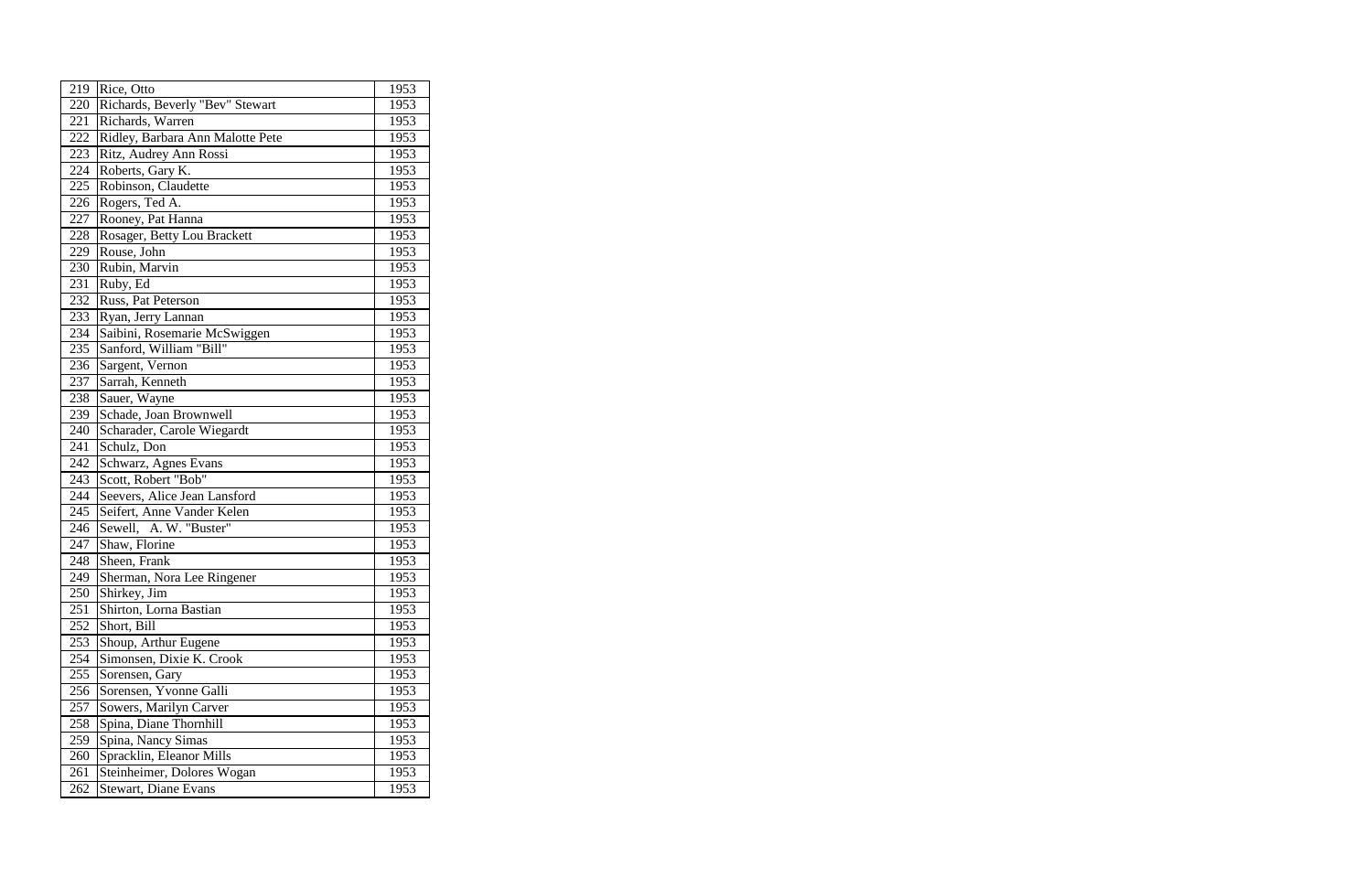| | | |
|---|---|---|
| 219 | Rice, Otto | 1953 |
| 220 | Richards, Beverly "Bev" Stewart | 1953 |
| 221 | Richards, Warren | 1953 |
| 222 | Ridley, Barbara Ann Malotte Pete | 1953 |
| 223 | Ritz, Audrey Ann Rossi | 1953 |
| 224 | Roberts, Gary K. | 1953 |
| 225 | Robinson, Claudette | 1953 |
| 226 | Rogers, Ted A. | 1953 |
| 227 | Rooney, Pat Hanna | 1953 |
| 228 | Rosager, Betty Lou Brackett | 1953 |
| 229 | Rouse, John | 1953 |
| 230 | Rubin, Marvin | 1953 |
| 231 | Ruby, Ed | 1953 |
| 232 | Russ, Pat Peterson | 1953 |
| 233 | Ryan, Jerry Lannan | 1953 |
| 234 | Saibini, Rosemarie McSwiggen | 1953 |
| 235 | Sanford, William "Bill" | 1953 |
| 236 | Sargent, Vernon | 1953 |
| 237 | Sarrah, Kenneth | 1953 |
| 238 | Sauer, Wayne | 1953 |
| 239 | Schade, Joan Brownwell | 1953 |
| 240 | Scharader, Carole Wiegardt | 1953 |
| 241 | Schulz, Don | 1953 |
| 242 | Schwarz, Agnes Evans | 1953 |
| 243 | Scott, Robert "Bob" | 1953 |
| 244 | Seevers, Alice Jean Lansford | 1953 |
| 245 | Seifert, Anne Vander Kelen | 1953 |
| 246 | Sewell, A. W. "Buster" | 1953 |
| 247 | Shaw, Florine | 1953 |
| 248 | Sheen, Frank | 1953 |
| 249 | Sherman, Nora Lee Ringener | 1953 |
| 250 | Shirkey, Jim | 1953 |
| 251 | Shirton, Lorna Bastian | 1953 |
| 252 | Short, Bill | 1953 |
| 253 | Shoup, Arthur Eugene | 1953 |
| 254 | Simonsen, Dixie K. Crook | 1953 |
| 255 | Sorensen, Gary | 1953 |
| 256 | Sorensen, Yvonne Galli | 1953 |
| 257 | Sowers, Marilyn Carver | 1953 |
| 258 | Spina, Diane Thornhill | 1953 |
| 259 | Spina, Nancy Simas | 1953 |
| 260 | Spracklin, Eleanor Mills | 1953 |
| 261 | Steinheimer, Dolores Wogan | 1953 |
| 262 | Stewart, Diane Evans | 1953 |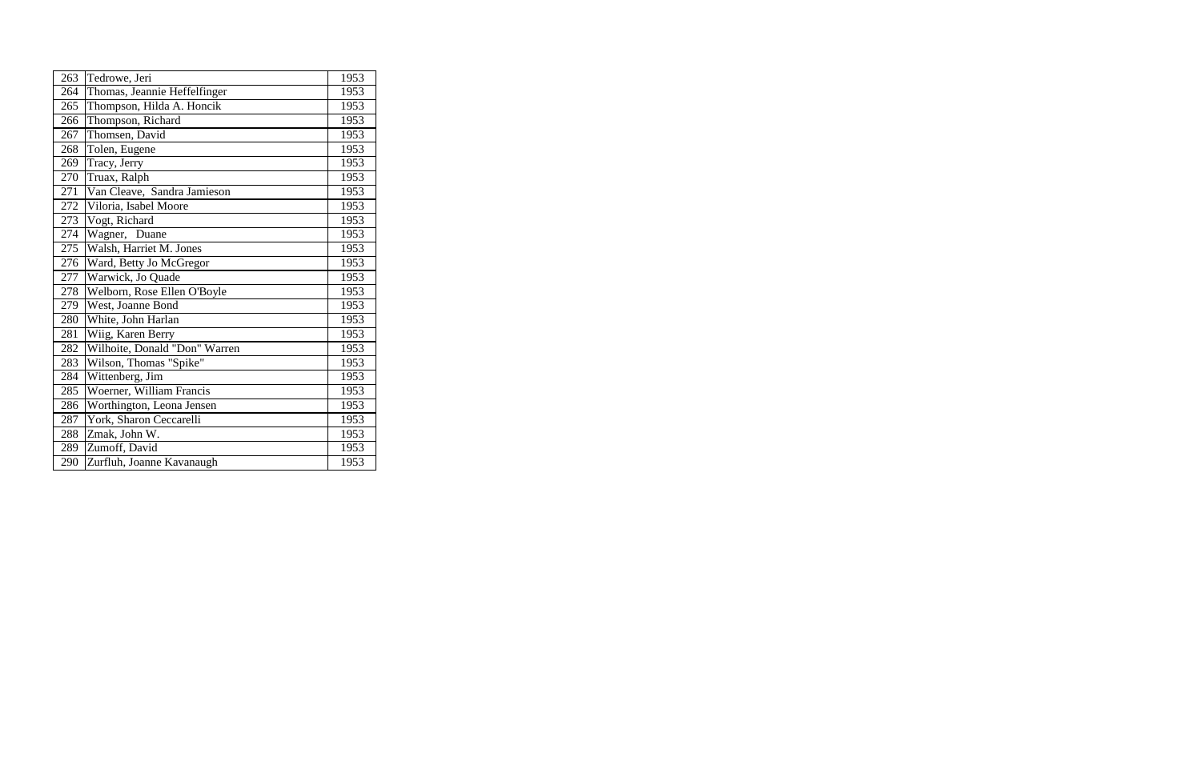| | | |
|---|---|---|
| 263 | Tedrowe, Jeri | 1953 |
| 264 | Thomas, Jeannie Heffelfinger | 1953 |
| 265 | Thompson, Hilda A. Honcik | 1953 |
| 266 | Thompson, Richard | 1953 |
| 267 | Thomsen, David | 1953 |
| 268 | Tolen, Eugene | 1953 |
| 269 | Tracy, Jerry | 1953 |
| 270 | Truax, Ralph | 1953 |
| 271 | Van Cleave, Sandra Jamieson | 1953 |
| 272 | Viloria, Isabel Moore | 1953 |
| 273 | Vogt, Richard | 1953 |
| 274 | Wagner, Duane | 1953 |
| 275 | Walsh, Harriet M. Jones | 1953 |
| 276 | Ward, Betty Jo McGregor | 1953 |
| 277 | Warwick, Jo Quade | 1953 |
| 278 | Welborn, Rose Ellen O'Boyle | 1953 |
| 279 | West, Joanne Bond | 1953 |
| 280 | White, John Harlan | 1953 |
| 281 | Wiig, Karen Berry | 1953 |
| 282 | Wilhoite, Donald "Don" Warren | 1953 |
| 283 | Wilson, Thomas "Spike" | 1953 |
| 284 | Wittenberg, Jim | 1953 |
| 285 | Woerner, William Francis | 1953 |
| 286 | Worthington, Leona Jensen | 1953 |
| 287 | York, Sharon Ceccarelli | 1953 |
| 288 | Zmak, John W. | 1953 |
| 289 | Zumoff, David | 1953 |
| 290 | Zurfluh, Joanne Kavanaugh | 1953 |